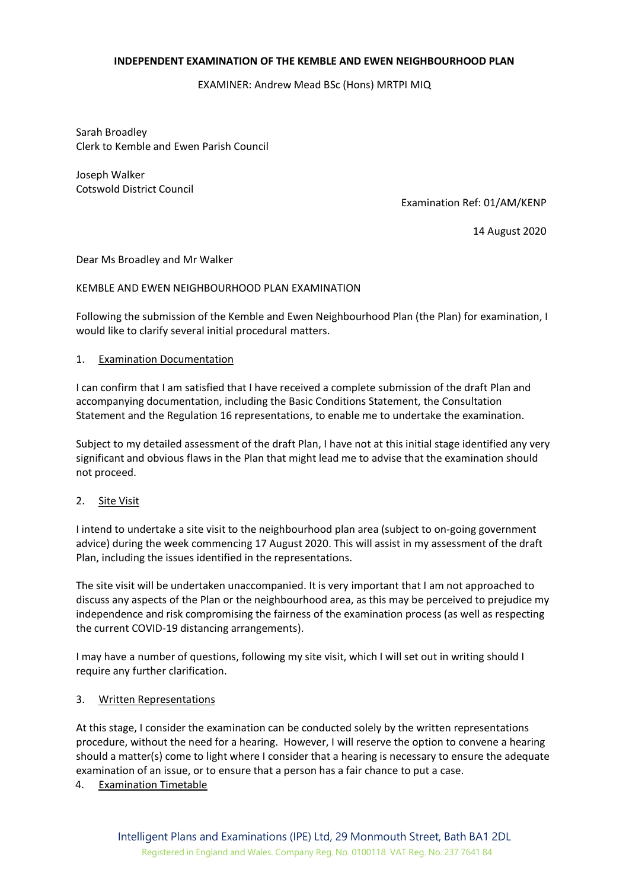**INDEPENDENT EXAMINATION OF THE KEMBLE AND EWEN NEIGHBOURHOOD PLAN**

EXAMINER: Andrew Mead BSc (Hons) MRTPI MIQ

Sarah Broadley
Clerk to Kemble and Ewen Parish Council

Joseph Walker
Cotswold District Council

Examination Ref: 01/AM/KENP

14 August 2020

Dear Ms Broadley and Mr Walker

KEMBLE AND EWEN NEIGHBOURHOOD PLAN EXAMINATION

Following the submission of the Kemble and Ewen Neighbourhood Plan (the Plan) for examination, I would like to clarify several initial procedural matters.

1. Examination Documentation

I can confirm that I am satisfied that I have received a complete submission of the draft Plan and accompanying documentation, including the Basic Conditions Statement, the Consultation Statement and the Regulation 16 representations, to enable me to undertake the examination.

Subject to my detailed assessment of the draft Plan, I have not at this initial stage identified any very significant and obvious flaws in the Plan that might lead me to advise that the examination should not proceed.

2. Site Visit

I intend to undertake a site visit to the neighbourhood plan area (subject to on-going government advice) during the week commencing 17 August 2020. This will assist in my assessment of the draft Plan, including the issues identified in the representations.

The site visit will be undertaken unaccompanied. It is very important that I am not approached to discuss any aspects of the Plan or the neighbourhood area, as this may be perceived to prejudice my independence and risk compromising the fairness of the examination process (as well as respecting the current COVID-19 distancing arrangements).

I may have a number of questions, following my site visit, which I will set out in writing should I require any further clarification.

3. Written Representations

At this stage, I consider the examination can be conducted solely by the written representations procedure, without the need for a hearing. However, I will reserve the option to convene a hearing should a matter(s) come to light where I consider that a hearing is necessary to ensure the adequate examination of an issue, or to ensure that a person has a fair chance to put a case.

4. Examination Timetable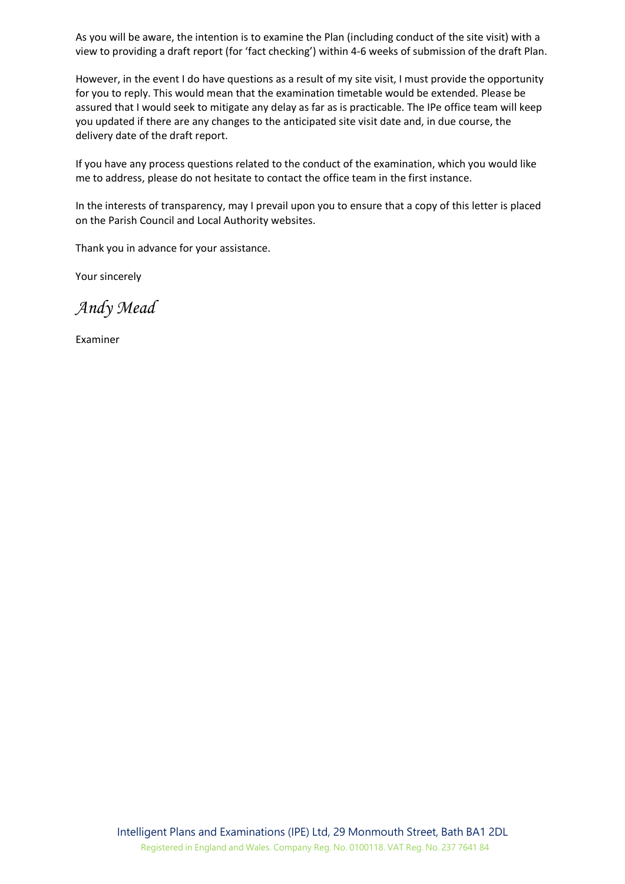As you will be aware, the intention is to examine the Plan (including conduct of the site visit) with a view to providing a draft report (for 'fact checking') within 4-6 weeks of submission of the draft Plan.

However, in the event I do have questions as a result of my site visit, I must provide the opportunity for you to reply. This would mean that the examination timetable would be extended. Please be assured that I would seek to mitigate any delay as far as is practicable. The IPe office team will keep you updated if there are any changes to the anticipated site visit date and, in due course, the delivery date of the draft report.

If you have any process questions related to the conduct of the examination, which you would like me to address, please do not hesitate to contact the office team in the first instance.

In the interests of transparency, may I prevail upon you to ensure that a copy of this letter is placed on the Parish Council and Local Authority websites.

Thank you in advance for your assistance.

Your sincerely

*Andy Mead*

Examiner

Intelligent Plans and Examinations (IPE) Ltd, 29 Monmouth Street, Bath BA1 2DL
Registered in England and Wales. Company Reg. No. 0100118. VAT Reg. No. 237 7641 84